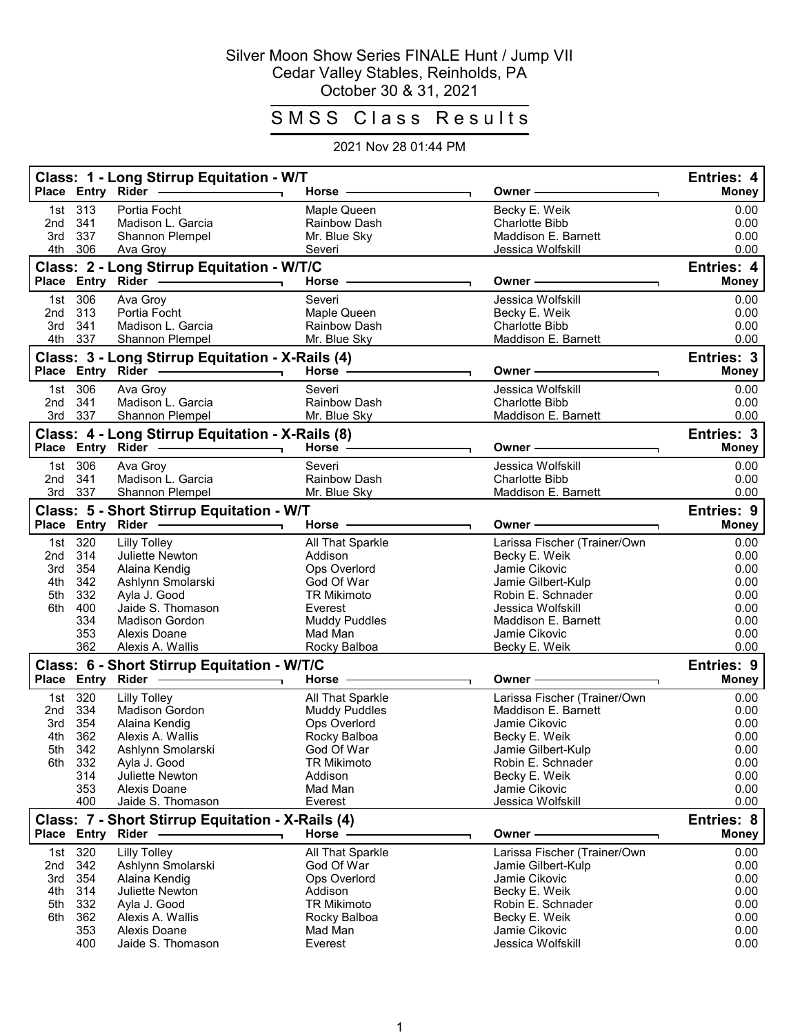# Silver Moon Show Series FINALE Hunt / Jump VII

Cedar Valley Stables, Reinholds, PA

October 30 & 31, 2021

## SMSS Class Results

2021 Nov 28 01:44 PM

### Class: 1 - Long Stirrup Equitation - W/T — Entries: 4

| Place | Entry | Rider | Horse | Owner | Money |
|---|---|---|---|---|---|
| 1st | 313 | Portia Focht | Maple Queen | Becky E. Weik | 0.00 |
| 2nd | 341 | Madison L. Garcia | Rainbow Dash | Charlotte Bibb | 0.00 |
| 3rd | 337 | Shannon Plempel | Mr. Blue Sky | Maddison E. Barnett | 0.00 |
| 4th | 306 | Ava Groy | Severi | Jessica Wolfskill | 0.00 |

### Class: 2 - Long Stirrup Equitation - W/T/C — Entries: 4

| Place | Entry | Rider | Horse | Owner | Money |
|---|---|---|---|---|---|
| 1st | 306 | Ava Groy | Severi | Jessica Wolfskill | 0.00 |
| 2nd | 313 | Portia Focht | Maple Queen | Becky E. Weik | 0.00 |
| 3rd | 341 | Madison L. Garcia | Rainbow Dash | Charlotte Bibb | 0.00 |
| 4th | 337 | Shannon Plempel | Mr. Blue Sky | Maddison E. Barnett | 0.00 |

### Class: 3 - Long Stirrup Equitation - X-Rails (4) — Entries: 3

| Place | Entry | Rider | Horse | Owner | Money |
|---|---|---|---|---|---|
| 1st | 306 | Ava Groy | Severi | Jessica Wolfskill | 0.00 |
| 2nd | 341 | Madison L. Garcia | Rainbow Dash | Charlotte Bibb | 0.00 |
| 3rd | 337 | Shannon Plempel | Mr. Blue Sky | Maddison E. Barnett | 0.00 |

### Class: 4 - Long Stirrup Equitation - X-Rails (8) — Entries: 3

| Place | Entry | Rider | Horse | Owner | Money |
|---|---|---|---|---|---|
| 1st | 306 | Ava Groy | Severi | Jessica Wolfskill | 0.00 |
| 2nd | 341 | Madison L. Garcia | Rainbow Dash | Charlotte Bibb | 0.00 |
| 3rd | 337 | Shannon Plempel | Mr. Blue Sky | Maddison E. Barnett | 0.00 |

### Class: 5 - Short Stirrup Equitation - W/T — Entries: 9

| Place | Entry | Rider | Horse | Owner | Money |
|---|---|---|---|---|---|
| 1st | 320 | Lilly Tolley | All That Sparkle | Larissa Fischer (Trainer/Own | 0.00 |
| 2nd | 314 | Juliette Newton | Addison | Becky E. Weik | 0.00 |
| 3rd | 354 | Alaina Kendig | Ops Overlord | Jamie Cikovic | 0.00 |
| 4th | 342 | Ashlynn Smolarski | God Of War | Jamie Gilbert-Kulp | 0.00 |
| 5th | 332 | Ayla J. Good | TR Mikimoto | Robin E. Schnader | 0.00 |
| 6th | 400 | Jaide S. Thomason | Everest | Jessica Wolfskill | 0.00 |
| | 334 | Madison Gordon | Muddy Puddles | Maddison E. Barnett | 0.00 |
| | 353 | Alexis Doane | Mad Man | Jamie Cikovic | 0.00 |
| | 362 | Alexis A. Wallis | Rocky Balboa | Becky E. Weik | 0.00 |

### Class: 6 - Short Stirrup Equitation - W/T/C — Entries: 9

| Place | Entry | Rider | Horse | Owner | Money |
|---|---|---|---|---|---|
| 1st | 320 | Lilly Tolley | All That Sparkle | Larissa Fischer (Trainer/Own | 0.00 |
| 2nd | 334 | Madison Gordon | Muddy Puddles | Maddison E. Barnett | 0.00 |
| 3rd | 354 | Alaina Kendig | Ops Overlord | Jamie Cikovic | 0.00 |
| 4th | 362 | Alexis A. Wallis | Rocky Balboa | Becky E. Weik | 0.00 |
| 5th | 342 | Ashlynn Smolarski | God Of War | Jamie Gilbert-Kulp | 0.00 |
| 6th | 332 | Ayla J. Good | TR Mikimoto | Robin E. Schnader | 0.00 |
| | 314 | Juliette Newton | Addison | Becky E. Weik | 0.00 |
| | 353 | Alexis Doane | Mad Man | Jamie Cikovic | 0.00 |
| | 400 | Jaide S. Thomason | Everest | Jessica Wolfskill | 0.00 |

### Class: 7 - Short Stirrup Equitation - X-Rails (4) — Entries: 8

| Place | Entry | Rider | Horse | Owner | Money |
|---|---|---|---|---|---|
| 1st | 320 | Lilly Tolley | All That Sparkle | Larissa Fischer (Trainer/Own | 0.00 |
| 2nd | 342 | Ashlynn Smolarski | God Of War | Jamie Gilbert-Kulp | 0.00 |
| 3rd | 354 | Alaina Kendig | Ops Overlord | Jamie Cikovic | 0.00 |
| 4th | 314 | Juliette Newton | Addison | Becky E. Weik | 0.00 |
| 5th | 332 | Ayla J. Good | TR Mikimoto | Robin E. Schnader | 0.00 |
| 6th | 362 | Alexis A. Wallis | Rocky Balboa | Becky E. Weik | 0.00 |
| | 353 | Alexis Doane | Mad Man | Jamie Cikovic | 0.00 |
| | 400 | Jaide S. Thomason | Everest | Jessica Wolfskill | 0.00 |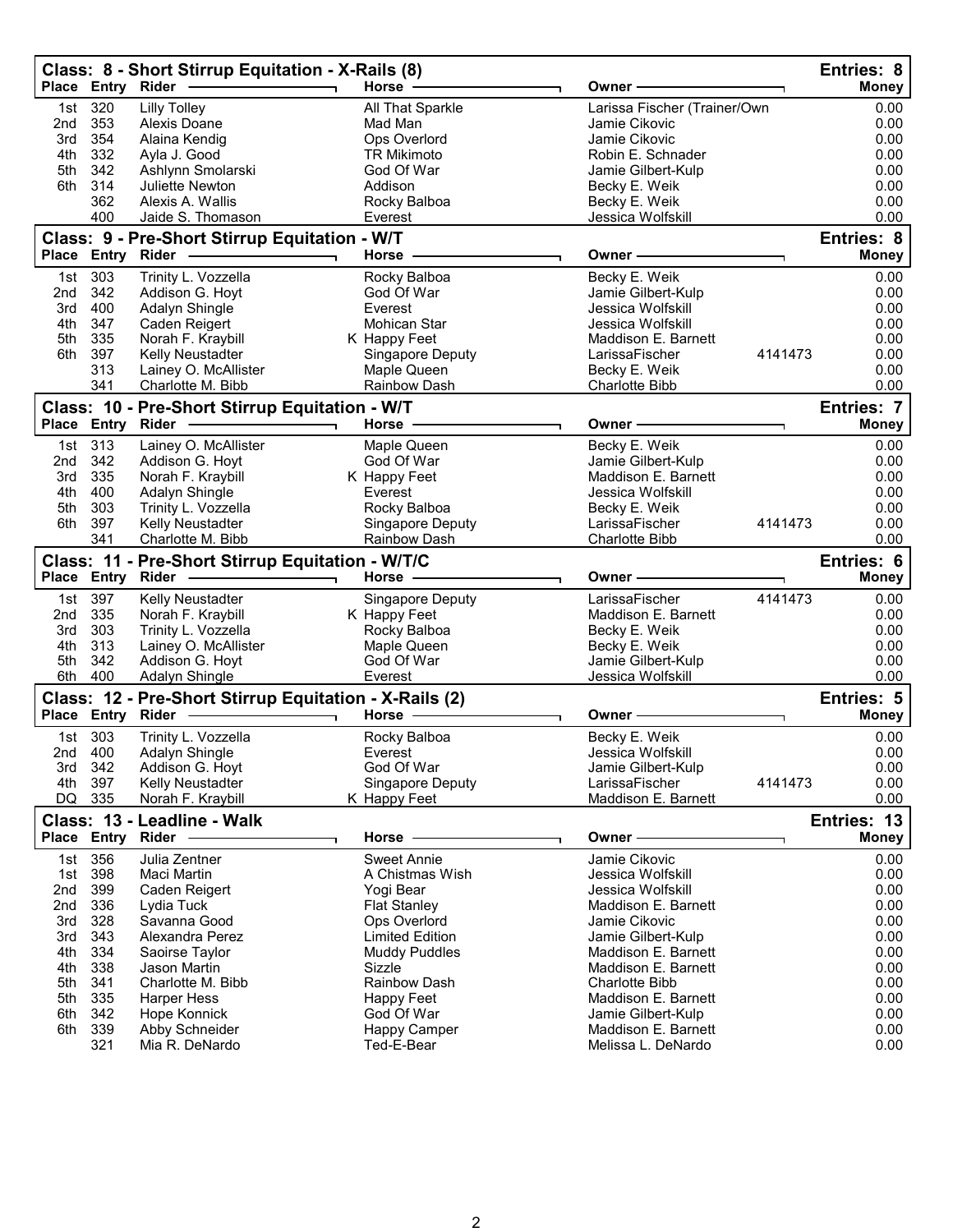## Class: 8 - Short Stirrup Equitation - X-Rails (8)

Entries: 8

| Place | Entry | Rider | Horse | Owner | | Money |
|---|---|---|---|---|---|---|
| 1st | 320 | Lilly Tolley | All That Sparkle | Larissa Fischer (Trainer/Own | | 0.00 |
| 2nd | 353 | Alexis Doane | Mad Man | Jamie Cikovic | | 0.00 |
| 3rd | 354 | Alaina Kendig | Ops Overlord | Jamie Cikovic | | 0.00 |
| 4th | 332 | Ayla J. Good | TR Mikimoto | Robin E. Schnader | | 0.00 |
| 5th | 342 | Ashlynn Smolarski | God Of War | Jamie Gilbert-Kulp | | 0.00 |
| 6th | 314 | Juliette Newton | Addison | Becky E. Weik | | 0.00 |
| | 362 | Alexis A. Wallis | Rocky Balboa | Becky E. Weik | | 0.00 |
| | 400 | Jaide S. Thomason | Everest | Jessica Wolfskill | | 0.00 |

## Class: 9 - Pre-Short Stirrup Equitation - W/T

Entries: 8

| Place | Entry | Rider | Horse | Owner | | Money |
|---|---|---|---|---|---|---|
| 1st | 303 | Trinity L. Vozzella | Rocky Balboa | Becky E. Weik | | 0.00 |
| 2nd | 342 | Addison G. Hoyt | God Of War | Jamie Gilbert-Kulp | | 0.00 |
| 3rd | 400 | Adalyn Shingle | Everest | Jessica Wolfskill | | 0.00 |
| 4th | 347 | Caden Reigert | Mohican Star | Jessica Wolfskill | | 0.00 |
| 5th | 335 | Norah F. Kraybill | K Happy Feet | Maddison E. Barnett | | 0.00 |
| 6th | 397 | Kelly Neustadter | Singapore Deputy | LarissaFischer | 4141473 | 0.00 |
| | 313 | Lainey O. McAllister | Maple Queen | Becky E. Weik | | 0.00 |
| | 341 | Charlotte M. Bibb | Rainbow Dash | Charlotte Bibb | | 0.00 |

## Class: 10 - Pre-Short Stirrup Equitation - W/T

Entries: 7

| Place | Entry | Rider | Horse | Owner | | Money |
|---|---|---|---|---|---|---|
| 1st | 313 | Lainey O. McAllister | Maple Queen | Becky E. Weik | | 0.00 |
| 2nd | 342 | Addison G. Hoyt | God Of War | Jamie Gilbert-Kulp | | 0.00 |
| 3rd | 335 | Norah F. Kraybill | K Happy Feet | Maddison E. Barnett | | 0.00 |
| 4th | 400 | Adalyn Shingle | Everest | Jessica Wolfskill | | 0.00 |
| 5th | 303 | Trinity L. Vozzella | Rocky Balboa | Becky E. Weik | | 0.00 |
| 6th | 397 | Kelly Neustadter | Singapore Deputy | LarissaFischer | 4141473 | 0.00 |
| | 341 | Charlotte M. Bibb | Rainbow Dash | Charlotte Bibb | | 0.00 |

## Class: 11 - Pre-Short Stirrup Equitation - W/T/C

Entries: 6

| Place | Entry | Rider | Horse | Owner | | Money |
|---|---|---|---|---|---|---|
| 1st | 397 | Kelly Neustadter | Singapore Deputy | LarissaFischer | 4141473 | 0.00 |
| 2nd | 335 | Norah F. Kraybill | K Happy Feet | Maddison E. Barnett | | 0.00 |
| 3rd | 303 | Trinity L. Vozzella | Rocky Balboa | Becky E. Weik | | 0.00 |
| 4th | 313 | Lainey O. McAllister | Maple Queen | Becky E. Weik | | 0.00 |
| 5th | 342 | Addison G. Hoyt | God Of War | Jamie Gilbert-Kulp | | 0.00 |
| 6th | 400 | Adalyn Shingle | Everest | Jessica Wolfskill | | 0.00 |

## Class: 12 - Pre-Short Stirrup Equitation - X-Rails (2)

Entries: 5

| Place | Entry | Rider | Horse | Owner | | Money |
|---|---|---|---|---|---|---|
| 1st | 303 | Trinity L. Vozzella | Rocky Balboa | Becky E. Weik | | 0.00 |
| 2nd | 400 | Adalyn Shingle | Everest | Jessica Wolfskill | | 0.00 |
| 3rd | 342 | Addison G. Hoyt | God Of War | Jamie Gilbert-Kulp | | 0.00 |
| 4th | 397 | Kelly Neustadter | Singapore Deputy | LarissaFischer | 4141473 | 0.00 |
| DQ | 335 | Norah F. Kraybill | K Happy Feet | Maddison E. Barnett | | 0.00 |

## Class: 13 - Leadline - Walk

Entries: 13

| Place | Entry | Rider | Horse | Owner | Money |
|---|---|---|---|---|---|
| 1st | 356 | Julia Zentner | Sweet Annie | Jamie Cikovic | 0.00 |
| 1st | 398 | Maci Martin | A Chistmas Wish | Jessica Wolfskill | 0.00 |
| 2nd | 399 | Caden Reigert | Yogi Bear | Jessica Wolfskill | 0.00 |
| 2nd | 336 | Lydia Tuck | Flat Stanley | Maddison E. Barnett | 0.00 |
| 3rd | 328 | Savanna Good | Ops Overlord | Jamie Cikovic | 0.00 |
| 3rd | 343 | Alexandra Perez | Limited Edition | Jamie Gilbert-Kulp | 0.00 |
| 4th | 334 | Saoirse Taylor | Muddy Puddles | Maddison E. Barnett | 0.00 |
| 4th | 338 | Jason Martin | Sizzle | Maddison E. Barnett | 0.00 |
| 5th | 341 | Charlotte M. Bibb | Rainbow Dash | Charlotte Bibb | 0.00 |
| 5th | 335 | Harper Hess | Happy Feet | Maddison E. Barnett | 0.00 |
| 6th | 342 | Hope Konnick | God Of War | Jamie Gilbert-Kulp | 0.00 |
| 6th | 339 | Abby Schneider | Happy Camper | Maddison E. Barnett | 0.00 |
| | 321 | Mia R. DeNardo | Ted-E-Bear | Melissa L. DeNardo | 0.00 |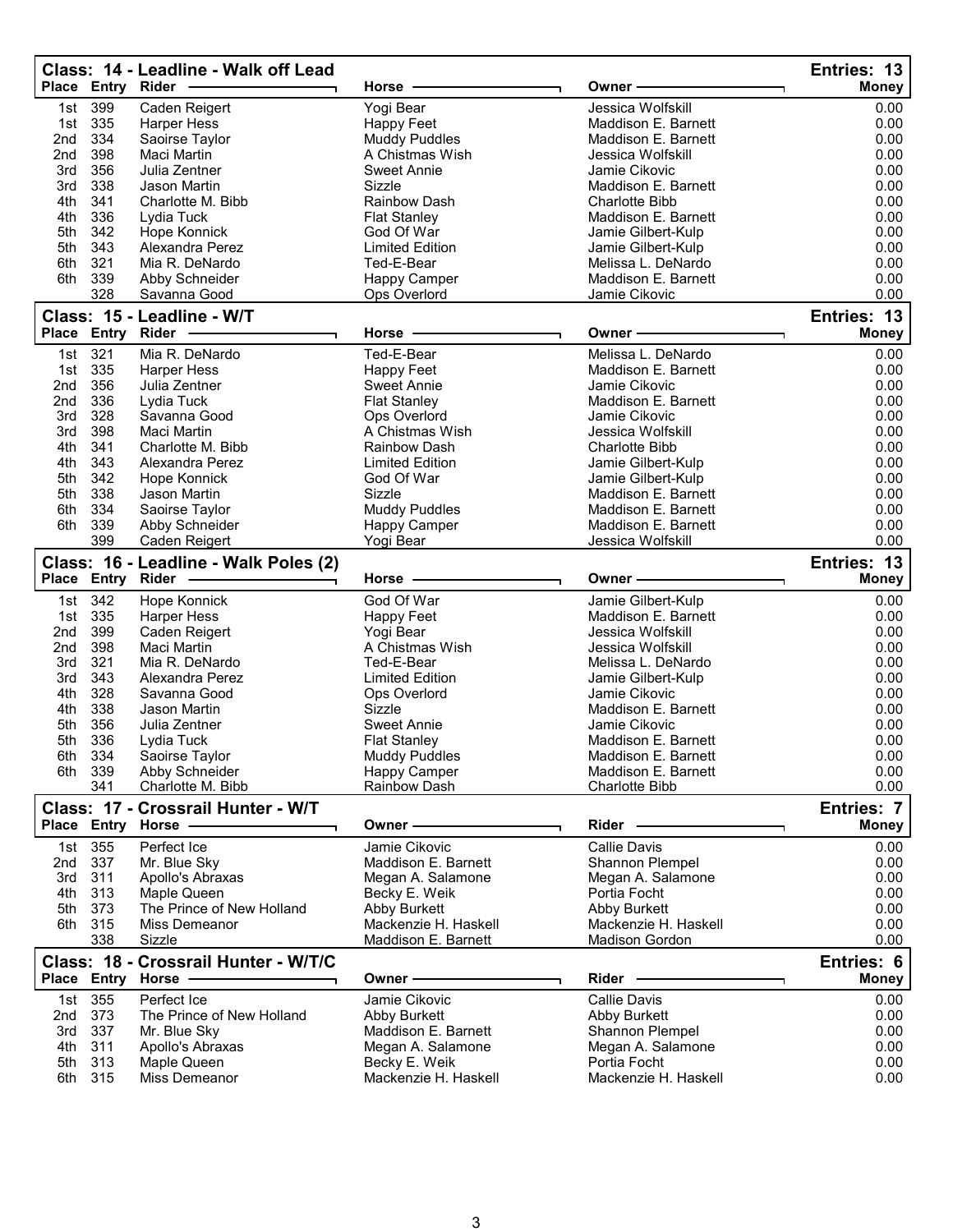## Class: 14 - Leadline - Walk off Lead

Entries: 13

| Place | Entry | Rider | Horse | Owner | Money |
|---|---|---|---|---|---|
| 1st | 399 | Caden Reigert | Yogi Bear | Jessica Wolfskill | 0.00 |
| 1st | 335 | Harper Hess | Happy Feet | Maddison E. Barnett | 0.00 |
| 2nd | 334 | Saoirse Taylor | Muddy Puddles | Maddison E. Barnett | 0.00 |
| 2nd | 398 | Maci Martin | A Chistmas Wish | Jessica Wolfskill | 0.00 |
| 3rd | 356 | Julia Zentner | Sweet Annie | Jamie Cikovic | 0.00 |
| 3rd | 338 | Jason Martin | Sizzle | Maddison E. Barnett | 0.00 |
| 4th | 341 | Charlotte M. Bibb | Rainbow Dash | Charlotte Bibb | 0.00 |
| 4th | 336 | Lydia Tuck | Flat Stanley | Maddison E. Barnett | 0.00 |
| 5th | 342 | Hope Konnick | God Of War | Jamie Gilbert-Kulp | 0.00 |
| 5th | 343 | Alexandra Perez | Limited Edition | Jamie Gilbert-Kulp | 0.00 |
| 6th | 321 | Mia R. DeNardo | Ted-E-Bear | Melissa L. DeNardo | 0.00 |
| 6th | 339 | Abby Schneider | Happy Camper | Maddison E. Barnett | 0.00 |
| | 328 | Savanna Good | Ops Overlord | Jamie Cikovic | 0.00 |

## Class: 15 - Leadline - W/T

Entries: 13

| Place | Entry | Rider | Horse | Owner | Money |
|---|---|---|---|---|---|
| 1st | 321 | Mia R. DeNardo | Ted-E-Bear | Melissa L. DeNardo | 0.00 |
| 1st | 335 | Harper Hess | Happy Feet | Maddison E. Barnett | 0.00 |
| 2nd | 356 | Julia Zentner | Sweet Annie | Jamie Cikovic | 0.00 |
| 2nd | 336 | Lydia Tuck | Flat Stanley | Maddison E. Barnett | 0.00 |
| 3rd | 328 | Savanna Good | Ops Overlord | Jamie Cikovic | 0.00 |
| 3rd | 398 | Maci Martin | A Chistmas Wish | Jessica Wolfskill | 0.00 |
| 4th | 341 | Charlotte M. Bibb | Rainbow Dash | Charlotte Bibb | 0.00 |
| 4th | 343 | Alexandra Perez | Limited Edition | Jamie Gilbert-Kulp | 0.00 |
| 5th | 342 | Hope Konnick | God Of War | Jamie Gilbert-Kulp | 0.00 |
| 5th | 338 | Jason Martin | Sizzle | Maddison E. Barnett | 0.00 |
| 6th | 334 | Saoirse Taylor | Muddy Puddles | Maddison E. Barnett | 0.00 |
| 6th | 339 | Abby Schneider | Happy Camper | Maddison E. Barnett | 0.00 |
| | 399 | Caden Reigert | Yogi Bear | Jessica Wolfskill | 0.00 |

## Class: 16 - Leadline - Walk Poles (2)

Entries: 13

| Place | Entry | Rider | Horse | Owner | Money |
|---|---|---|---|---|---|
| 1st | 342 | Hope Konnick | God Of War | Jamie Gilbert-Kulp | 0.00 |
| 1st | 335 | Harper Hess | Happy Feet | Maddison E. Barnett | 0.00 |
| 2nd | 399 | Caden Reigert | Yogi Bear | Jessica Wolfskill | 0.00 |
| 2nd | 398 | Maci Martin | A Chistmas Wish | Jessica Wolfskill | 0.00 |
| 3rd | 321 | Mia R. DeNardo | Ted-E-Bear | Melissa L. DeNardo | 0.00 |
| 3rd | 343 | Alexandra Perez | Limited Edition | Jamie Gilbert-Kulp | 0.00 |
| 4th | 328 | Savanna Good | Ops Overlord | Jamie Cikovic | 0.00 |
| 4th | 338 | Jason Martin | Sizzle | Maddison E. Barnett | 0.00 |
| 5th | 356 | Julia Zentner | Sweet Annie | Jamie Cikovic | 0.00 |
| 5th | 336 | Lydia Tuck | Flat Stanley | Maddison E. Barnett | 0.00 |
| 6th | 334 | Saoirse Taylor | Muddy Puddles | Maddison E. Barnett | 0.00 |
| 6th | 339 | Abby Schneider | Happy Camper | Maddison E. Barnett | 0.00 |
| | 341 | Charlotte M. Bibb | Rainbow Dash | Charlotte Bibb | 0.00 |

## Class: 17 - Crossrail Hunter - W/T

Entries: 7

| Place | Entry | Horse | Owner | Rider | Money |
|---|---|---|---|---|---|
| 1st | 355 | Perfect Ice | Jamie Cikovic | Callie Davis | 0.00 |
| 2nd | 337 | Mr. Blue Sky | Maddison E. Barnett | Shannon Plempel | 0.00 |
| 3rd | 311 | Apollo's Abraxas | Megan A. Salamone | Megan A. Salamone | 0.00 |
| 4th | 313 | Maple Queen | Becky E. Weik | Portia Focht | 0.00 |
| 5th | 373 | The Prince of New Holland | Abby Burkett | Abby Burkett | 0.00 |
| 6th | 315 | Miss Demeanor | Mackenzie H. Haskell | Mackenzie H. Haskell | 0.00 |
| | 338 | Sizzle | Maddison E. Barnett | Madison Gordon | 0.00 |

## Class: 18 - Crossrail Hunter - W/T/C

Entries: 6

| Place | Entry | Horse | Owner | Rider | Money |
|---|---|---|---|---|---|
| 1st | 355 | Perfect Ice | Jamie Cikovic | Callie Davis | 0.00 |
| 2nd | 373 | The Prince of New Holland | Abby Burkett | Abby Burkett | 0.00 |
| 3rd | 337 | Mr. Blue Sky | Maddison E. Barnett | Shannon Plempel | 0.00 |
| 4th | 311 | Apollo's Abraxas | Megan A. Salamone | Megan A. Salamone | 0.00 |
| 5th | 313 | Maple Queen | Becky E. Weik | Portia Focht | 0.00 |
| 6th | 315 | Miss Demeanor | Mackenzie H. Haskell | Mackenzie H. Haskell | 0.00 |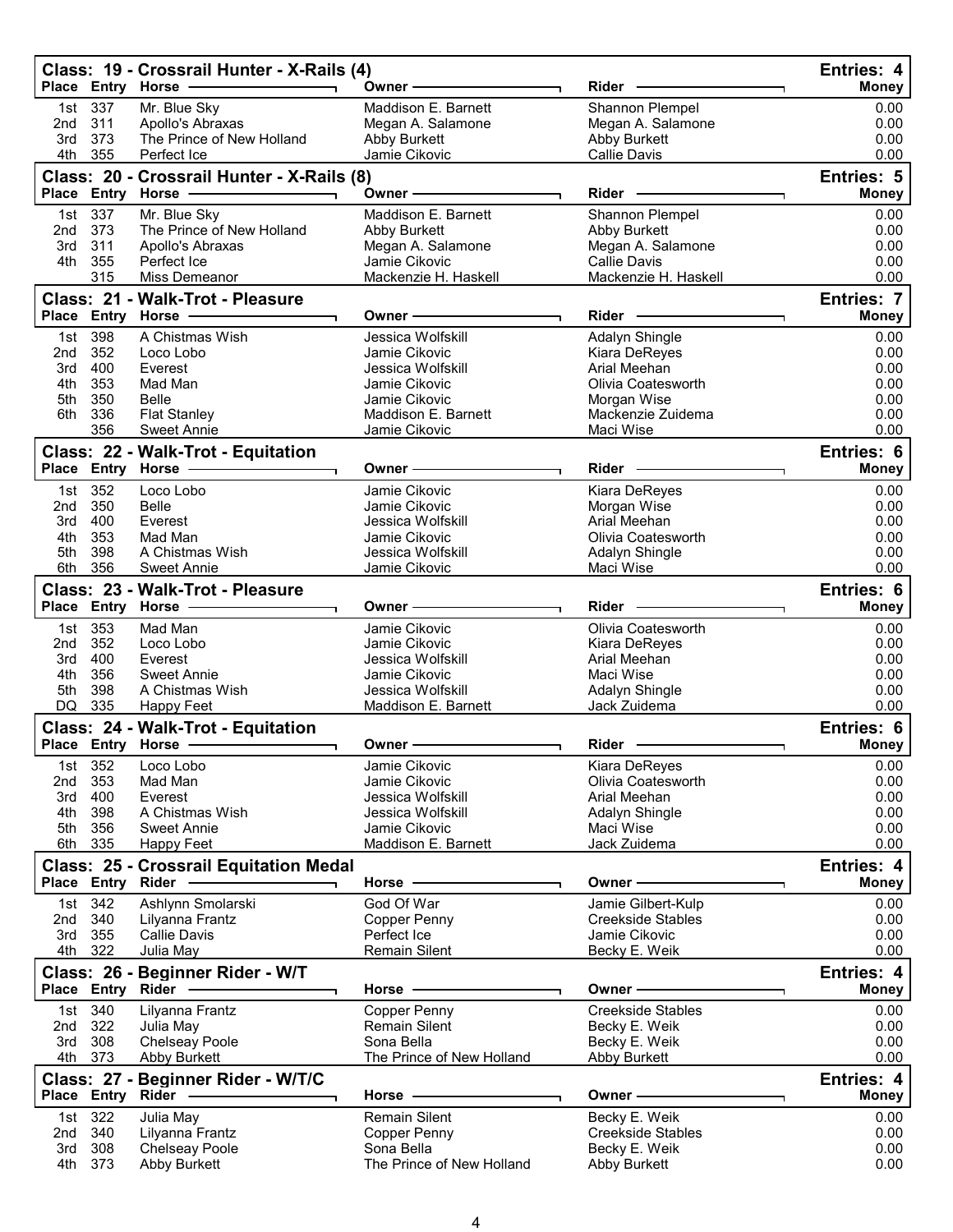## Class: 19 - Crossrail Hunter - X-Rails (4)

Entries: 4

| Place | Entry | Horse | Owner | Rider | Money |
|---|---|---|---|---|---|
| 1st | 337 | Mr. Blue Sky | Maddison E. Barnett | Shannon Plempel | 0.00 |
| 2nd | 311 | Apollo's Abraxas | Megan A. Salamone | Megan A. Salamone | 0.00 |
| 3rd | 373 | The Prince of New Holland | Abby Burkett | Abby Burkett | 0.00 |
| 4th | 355 | Perfect Ice | Jamie Cikovic | Callie Davis | 0.00 |

## Class: 20 - Crossrail Hunter - X-Rails (8)

Entries: 5

| Place | Entry | Horse | Owner | Rider | Money |
|---|---|---|---|---|---|
| 1st | 337 | Mr. Blue Sky | Maddison E. Barnett | Shannon Plempel | 0.00 |
| 2nd | 373 | The Prince of New Holland | Abby Burkett | Abby Burkett | 0.00 |
| 3rd | 311 | Apollo's Abraxas | Megan A. Salamone | Megan A. Salamone | 0.00 |
| 4th | 355 | Perfect Ice | Jamie Cikovic | Callie Davis | 0.00 |
| | 315 | Miss Demeanor | Mackenzie H. Haskell | Mackenzie H. Haskell | 0.00 |

## Class: 21 - Walk-Trot - Pleasure

Entries: 7

| Place | Entry | Horse | Owner | Rider | Money |
|---|---|---|---|---|---|
| 1st | 398 | A Chistmas Wish | Jessica Wolfskill | Adalyn Shingle | 0.00 |
| 2nd | 352 | Loco Lobo | Jamie Cikovic | Kiara DeReyes | 0.00 |
| 3rd | 400 | Everest | Jessica Wolfskill | Arial Meehan | 0.00 |
| 4th | 353 | Mad Man | Jamie Cikovic | Olivia Coatesworth | 0.00 |
| 5th | 350 | Belle | Jamie Cikovic | Morgan Wise | 0.00 |
| 6th | 336 | Flat Stanley | Maddison E. Barnett | Mackenzie Zuidema | 0.00 |
| | 356 | Sweet Annie | Jamie Cikovic | Maci Wise | 0.00 |

## Class: 22 - Walk-Trot - Equitation

Entries: 6

| Place | Entry | Horse | Owner | Rider | Money |
|---|---|---|---|---|---|
| 1st | 352 | Loco Lobo | Jamie Cikovic | Kiara DeReyes | 0.00 |
| 2nd | 350 | Belle | Jamie Cikovic | Morgan Wise | 0.00 |
| 3rd | 400 | Everest | Jessica Wolfskill | Arial Meehan | 0.00 |
| 4th | 353 | Mad Man | Jamie Cikovic | Olivia Coatesworth | 0.00 |
| 5th | 398 | A Chistmas Wish | Jessica Wolfskill | Adalyn Shingle | 0.00 |
| 6th | 356 | Sweet Annie | Jamie Cikovic | Maci Wise | 0.00 |

## Class: 23 - Walk-Trot - Pleasure

Entries: 6

| Place | Entry | Horse | Owner | Rider | Money |
|---|---|---|---|---|---|
| 1st | 353 | Mad Man | Jamie Cikovic | Olivia Coatesworth | 0.00 |
| 2nd | 352 | Loco Lobo | Jamie Cikovic | Kiara DeReyes | 0.00 |
| 3rd | 400 | Everest | Jessica Wolfskill | Arial Meehan | 0.00 |
| 4th | 356 | Sweet Annie | Jamie Cikovic | Maci Wise | 0.00 |
| 5th | 398 | A Chistmas Wish | Jessica Wolfskill | Adalyn Shingle | 0.00 |
| DQ | 335 | Happy Feet | Maddison E. Barnett | Jack Zuidema | 0.00 |

## Class: 24 - Walk-Trot - Equitation

Entries: 6

| Place | Entry | Horse | Owner | Rider | Money |
|---|---|---|---|---|---|
| 1st | 352 | Loco Lobo | Jamie Cikovic | Kiara DeReyes | 0.00 |
| 2nd | 353 | Mad Man | Jamie Cikovic | Olivia Coatesworth | 0.00 |
| 3rd | 400 | Everest | Jessica Wolfskill | Arial Meehan | 0.00 |
| 4th | 398 | A Chistmas Wish | Jessica Wolfskill | Adalyn Shingle | 0.00 |
| 5th | 356 | Sweet Annie | Jamie Cikovic | Maci Wise | 0.00 |
| 6th | 335 | Happy Feet | Maddison E. Barnett | Jack Zuidema | 0.00 |

## Class: 25 - Crossrail Equitation Medal

Entries: 4

| Place | Entry | Rider | Horse | Owner | Money |
|---|---|---|---|---|---|
| 1st | 342 | Ashlynn Smolarski | God Of War | Jamie Gilbert-Kulp | 0.00 |
| 2nd | 340 | Lilyanna Frantz | Copper Penny | Creekside Stables | 0.00 |
| 3rd | 355 | Callie Davis | Perfect Ice | Jamie Cikovic | 0.00 |
| 4th | 322 | Julia May | Remain Silent | Becky E. Weik | 0.00 |

## Class: 26 - Beginner Rider - W/T

Entries: 4

| Place | Entry | Rider | Horse | Owner | Money |
|---|---|---|---|---|---|
| 1st | 340 | Lilyanna Frantz | Copper Penny | Creekside Stables | 0.00 |
| 2nd | 322 | Julia May | Remain Silent | Becky E. Weik | 0.00 |
| 3rd | 308 | Chelseay Poole | Sona Bella | Becky E. Weik | 0.00 |
| 4th | 373 | Abby Burkett | The Prince of New Holland | Abby Burkett | 0.00 |

## Class: 27 - Beginner Rider - W/T/C

Entries: 4

| Place | Entry | Rider | Horse | Owner | Money |
|---|---|---|---|---|---|
| 1st | 322 | Julia May | Remain Silent | Becky E. Weik | 0.00 |
| 2nd | 340 | Lilyanna Frantz | Copper Penny | Creekside Stables | 0.00 |
| 3rd | 308 | Chelseay Poole | Sona Bella | Becky E. Weik | 0.00 |
| 4th | 373 | Abby Burkett | The Prince of New Holland | Abby Burkett | 0.00 |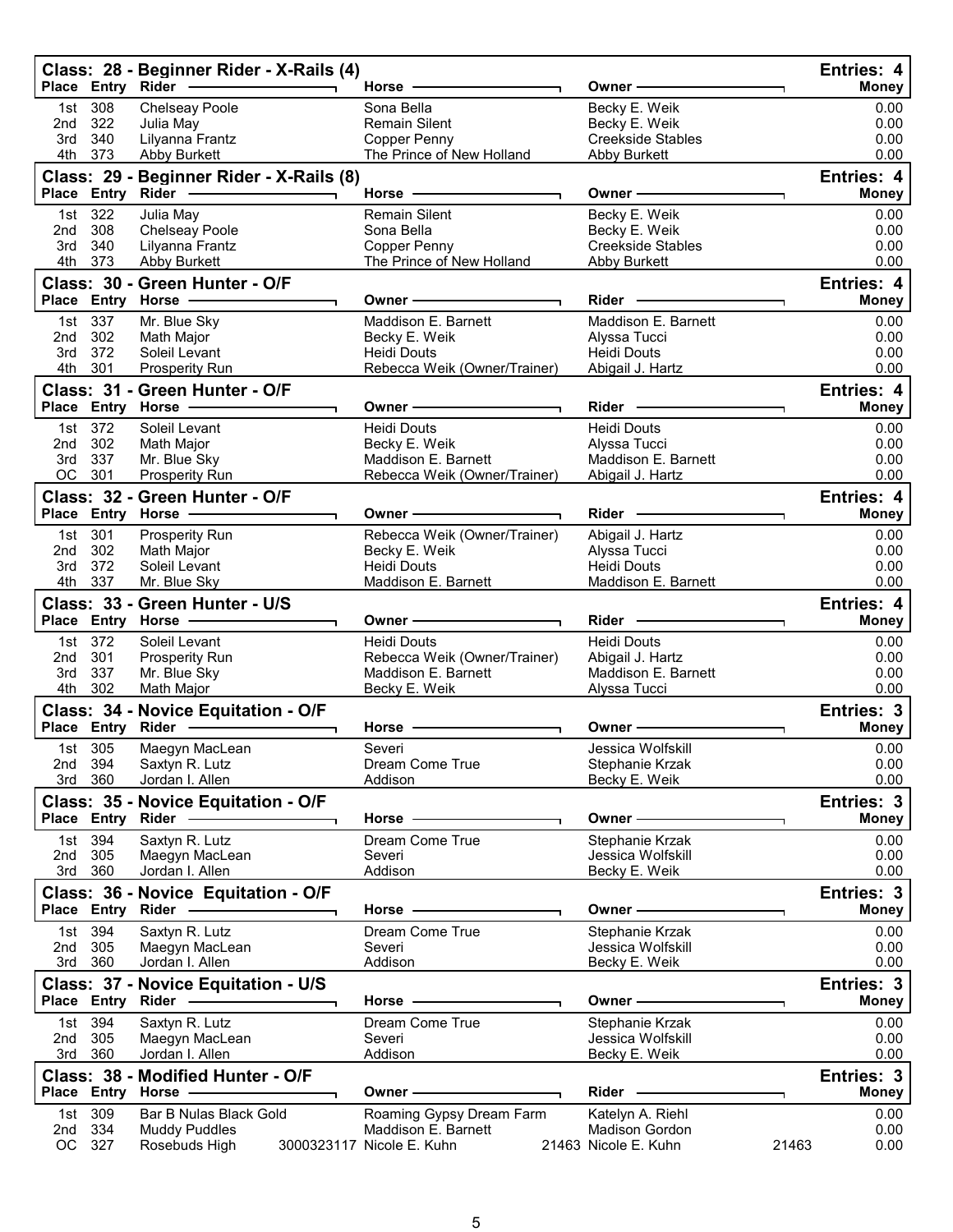## Class: 28 - Beginner Rider - X-Rails (4)

Entries: 4

| Place | Entry | Rider | Horse | Owner | Money |
|---|---|---|---|---|---|
| 1st | 308 | Chelseay Poole | Sona Bella | Becky E. Weik | 0.00 |
| 2nd | 322 | Julia May | Remain Silent | Becky E. Weik | 0.00 |
| 3rd | 340 | Lilyanna Frantz | Copper Penny | Creekside Stables | 0.00 |
| 4th | 373 | Abby Burkett | The Prince of New Holland | Abby Burkett | 0.00 |

## Class: 29 - Beginner Rider - X-Rails (8)

Entries: 4

| Place | Entry | Rider | Horse | Owner | Money |
|---|---|---|---|---|---|
| 1st | 322 | Julia May | Remain Silent | Becky E. Weik | 0.00 |
| 2nd | 308 | Chelseay Poole | Sona Bella | Becky E. Weik | 0.00 |
| 3rd | 340 | Lilyanna Frantz | Copper Penny | Creekside Stables | 0.00 |
| 4th | 373 | Abby Burkett | The Prince of New Holland | Abby Burkett | 0.00 |

## Class: 30 - Green Hunter - O/F

Entries: 4

| Place | Entry | Horse | Owner | Rider | Money |
|---|---|---|---|---|---|
| 1st | 337 | Mr. Blue Sky | Maddison E. Barnett | Maddison E. Barnett | 0.00 |
| 2nd | 302 | Math Major | Becky E. Weik | Alyssa Tucci | 0.00 |
| 3rd | 372 | Soleil Levant | Heidi Douts | Heidi Douts | 0.00 |
| 4th | 301 | Prosperity Run | Rebecca Weik (Owner/Trainer) | Abigail J. Hartz | 0.00 |

## Class: 31 - Green Hunter - O/F

Entries: 4

| Place | Entry | Horse | Owner | Rider | Money |
|---|---|---|---|---|---|
| 1st | 372 | Soleil Levant | Heidi Douts | Heidi Douts | 0.00 |
| 2nd | 302 | Math Major | Becky E. Weik | Alyssa Tucci | 0.00 |
| 3rd | 337 | Mr. Blue Sky | Maddison E. Barnett | Maddison E. Barnett | 0.00 |
| OC | 301 | Prosperity Run | Rebecca Weik (Owner/Trainer) | Abigail J. Hartz | 0.00 |

## Class: 32 - Green Hunter - O/F

Entries: 4

| Place | Entry | Horse | Owner | Rider | Money |
|---|---|---|---|---|---|
| 1st | 301 | Prosperity Run | Rebecca Weik (Owner/Trainer) | Abigail J. Hartz | 0.00 |
| 2nd | 302 | Math Major | Becky E. Weik | Alyssa Tucci | 0.00 |
| 3rd | 372 | Soleil Levant | Heidi Douts | Heidi Douts | 0.00 |
| 4th | 337 | Mr. Blue Sky | Maddison E. Barnett | Maddison E. Barnett | 0.00 |

## Class: 33 - Green Hunter - U/S

Entries: 4

| Place | Entry | Horse | Owner | Rider | Money |
|---|---|---|---|---|---|
| 1st | 372 | Soleil Levant | Heidi Douts | Heidi Douts | 0.00 |
| 2nd | 301 | Prosperity Run | Rebecca Weik (Owner/Trainer) | Abigail J. Hartz | 0.00 |
| 3rd | 337 | Mr. Blue Sky | Maddison E. Barnett | Maddison E. Barnett | 0.00 |
| 4th | 302 | Math Major | Becky E. Weik | Alyssa Tucci | 0.00 |

## Class: 34 - Novice Equitation - O/F

Entries: 3

| Place | Entry | Rider | Horse | Owner | Money |
|---|---|---|---|---|---|
| 1st | 305 | Maegyn MacLean | Severi | Jessica Wolfskill | 0.00 |
| 2nd | 394 | Saxtyn R. Lutz | Dream Come True | Stephanie Krzak | 0.00 |
| 3rd | 360 | Jordan I. Allen | Addison | Becky E. Weik | 0.00 |

## Class: 35 - Novice Equitation - O/F

Entries: 3

| Place | Entry | Rider | Horse | Owner | Money |
|---|---|---|---|---|---|
| 1st | 394 | Saxtyn R. Lutz | Dream Come True | Stephanie Krzak | 0.00 |
| 2nd | 305 | Maegyn MacLean | Severi | Jessica Wolfskill | 0.00 |
| 3rd | 360 | Jordan I. Allen | Addison | Becky E. Weik | 0.00 |

## Class: 36 - Novice Equitation - O/F

Entries: 3

| Place | Entry | Rider | Horse | Owner | Money |
|---|---|---|---|---|---|
| 1st | 394 | Saxtyn R. Lutz | Dream Come True | Stephanie Krzak | 0.00 |
| 2nd | 305 | Maegyn MacLean | Severi | Jessica Wolfskill | 0.00 |
| 3rd | 360 | Jordan I. Allen | Addison | Becky E. Weik | 0.00 |

## Class: 37 - Novice Equitation - U/S

Entries: 3

| Place | Entry | Rider | Horse | Owner | Money |
|---|---|---|---|---|---|
| 1st | 394 | Saxtyn R. Lutz | Dream Come True | Stephanie Krzak | 0.00 |
| 2nd | 305 | Maegyn MacLean | Severi | Jessica Wolfskill | 0.00 |
| 3rd | 360 | Jordan I. Allen | Addison | Becky E. Weik | 0.00 |

## Class: 38 - Modified Hunter - O/F

Entries: 3

| Place | Entry | Horse | Owner | Rider | Money |
|---|---|---|---|---|---|
| 1st | 309 | Bar B Nulas Black Gold | Roaming Gypsy Dream Farm | Katelyn A. Riehl | 0.00 |
| 2nd | 334 | Muddy Puddles | Maddison E. Barnett | Madison Gordon | 0.00 |
| OC | 327 | Rosebuds High 3000323117 | Nicole E. Kuhn 21463 | Nicole E. Kuhn 21463 | 0.00 |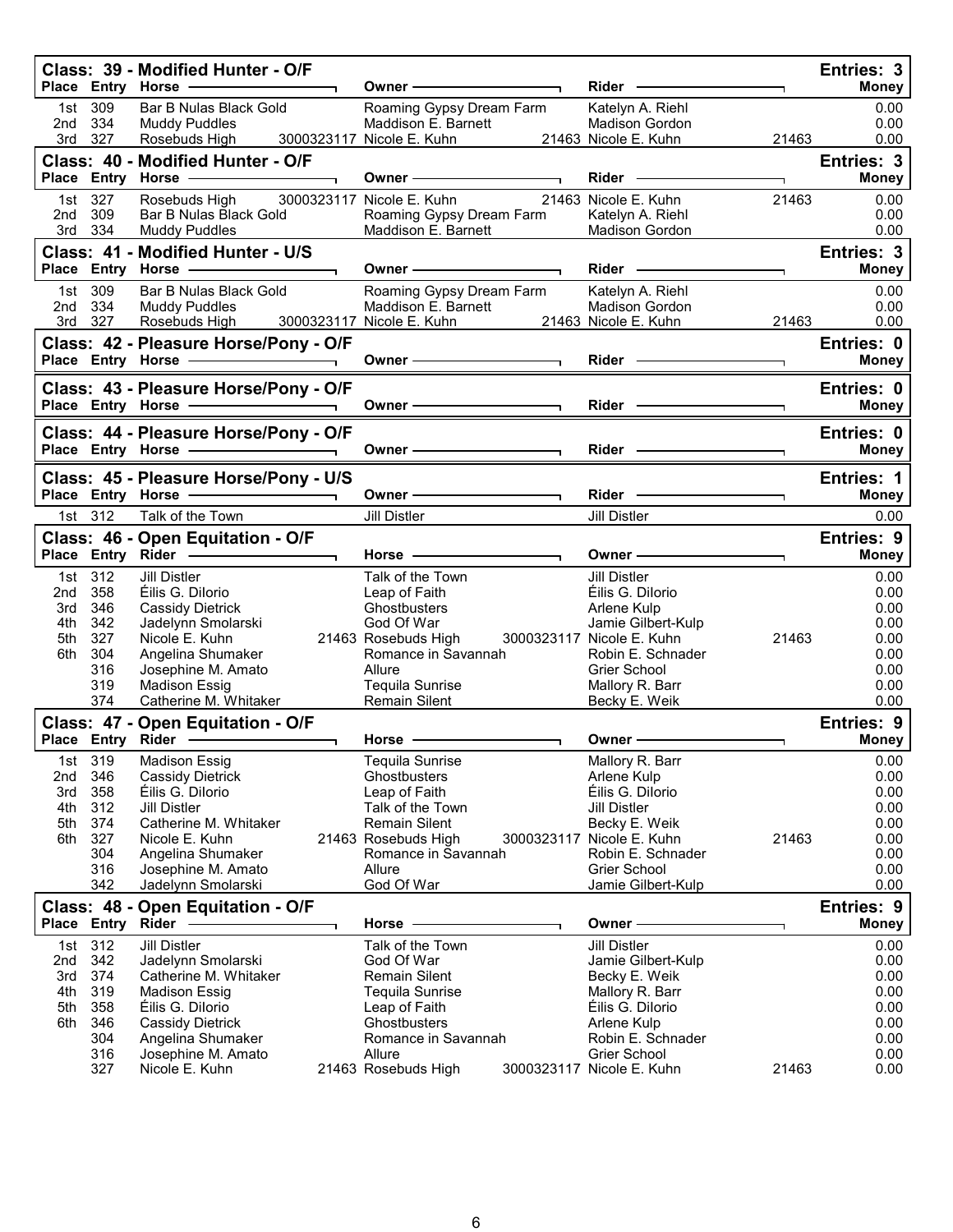## Class: 39 - Modified Hunter - O/F

Entries: 3

| Place | Entry | Horse | | Owner | | Rider | | Money |
|---|---|---|---|---|---|---|---|---|
| 1st | 309 | Bar B Nulas Black Gold | | Roaming Gypsy Dream Farm | | Katelyn A. Riehl | | 0.00 |
| 2nd | 334 | Muddy Puddles | | Maddison E. Barnett | | Madison Gordon | | 0.00 |
| 3rd | 327 | Rosebuds High | 3000323117 | Nicole E. Kuhn | 21463 | Nicole E. Kuhn | 21463 | 0.00 |

## Class: 40 - Modified Hunter - O/F

Entries: 3

| Place | Entry | Horse | | Owner | | Rider | | Money |
|---|---|---|---|---|---|---|---|---|
| 1st | 327 | Rosebuds High | 3000323117 | Nicole E. Kuhn | 21463 | Nicole E. Kuhn | 21463 | 0.00 |
| 2nd | 309 | Bar B Nulas Black Gold | | Roaming Gypsy Dream Farm | | Katelyn A. Riehl | | 0.00 |
| 3rd | 334 | Muddy Puddles | | Maddison E. Barnett | | Madison Gordon | | 0.00 |

## Class: 41 - Modified Hunter - U/S

Entries: 3

| Place | Entry | Horse | | Owner | | Rider | | Money |
|---|---|---|---|---|---|---|---|---|
| 1st | 309 | Bar B Nulas Black Gold | | Roaming Gypsy Dream Farm | | Katelyn A. Riehl | | 0.00 |
| 2nd | 334 | Muddy Puddles | | Maddison E. Barnett | | Madison Gordon | | 0.00 |
| 3rd | 327 | Rosebuds High | 3000323117 | Nicole E. Kuhn | 21463 | Nicole E. Kuhn | 21463 | 0.00 |

## Class: 42 - Pleasure Horse/Pony - O/F

Entries: 0

| Place | Entry | Horse | Owner | Rider | Money |
|---|---|---|---|---|---|

## Class: 43 - Pleasure Horse/Pony - O/F

Entries: 0

| Place | Entry | Horse | Owner | Rider | Money |
|---|---|---|---|---|---|

## Class: 44 - Pleasure Horse/Pony - O/F

Entries: 0

| Place | Entry | Horse | Owner | Rider | Money |
|---|---|---|---|---|---|

## Class: 45 - Pleasure Horse/Pony - U/S

Entries: 1

| Place | Entry | Horse | Owner | Rider | Money |
|---|---|---|---|---|---|
| 1st | 312 | Talk of the Town | Jill Distler | Jill Distler | 0.00 |

## Class: 46 - Open Equitation - O/F

Entries: 9

| Place | Entry | Rider | | Horse | | Owner | | Money |
|---|---|---|---|---|---|---|---|---|
| 1st | 312 | Jill Distler | | Talk of the Town | | Jill Distler | | 0.00 |
| 2nd | 358 | Éilis G. DiIorio | | Leap of Faith | | Éilis G. DiIorio | | 0.00 |
| 3rd | 346 | Cassidy Dietrick | | Ghostbusters | | Arlene Kulp | | 0.00 |
| 4th | 342 | Jadelynn Smolarski | | God Of War | | Jamie Gilbert-Kulp | | 0.00 |
| 5th | 327 | Nicole E. Kuhn | 21463 | Rosebuds High | 3000323117 | Nicole E. Kuhn | 21463 | 0.00 |
| 6th | 304 | Angelina Shumaker | | Romance in Savannah | | Robin E. Schnader | | 0.00 |
| | 316 | Josephine M. Amato | | Allure | | Grier School | | 0.00 |
| | 319 | Madison Essig | | Tequila Sunrise | | Mallory R. Barr | | 0.00 |
| | 374 | Catherine M. Whitaker | | Remain Silent | | Becky E. Weik | | 0.00 |

## Class: 47 - Open Equitation - O/F

Entries: 9

| Place | Entry | Rider | | Horse | | Owner | | Money |
|---|---|---|---|---|---|---|---|---|
| 1st | 319 | Madison Essig | | Tequila Sunrise | | Mallory R. Barr | | 0.00 |
| 2nd | 346 | Cassidy Dietrick | | Ghostbusters | | Arlene Kulp | | 0.00 |
| 3rd | 358 | Éilis G. DiIorio | | Leap of Faith | | Éilis G. DiIorio | | 0.00 |
| 4th | 312 | Jill Distler | | Talk of the Town | | Jill Distler | | 0.00 |
| 5th | 374 | Catherine M. Whitaker | | Remain Silent | | Becky E. Weik | | 0.00 |
| 6th | 327 | Nicole E. Kuhn | 21463 | Rosebuds High | 3000323117 | Nicole E. Kuhn | 21463 | 0.00 |
| | 304 | Angelina Shumaker | | Romance in Savannah | | Robin E. Schnader | | 0.00 |
| | 316 | Josephine M. Amato | | Allure | | Grier School | | 0.00 |
| | 342 | Jadelynn Smolarski | | God Of War | | Jamie Gilbert-Kulp | | 0.00 |

## Class: 48 - Open Equitation - O/F

Entries: 9

| Place | Entry | Rider | | Horse | | Owner | | Money |
|---|---|---|---|---|---|---|---|---|
| 1st | 312 | Jill Distler | | Talk of the Town | | Jill Distler | | 0.00 |
| 2nd | 342 | Jadelynn Smolarski | | God Of War | | Jamie Gilbert-Kulp | | 0.00 |
| 3rd | 374 | Catherine M. Whitaker | | Remain Silent | | Becky E. Weik | | 0.00 |
| 4th | 319 | Madison Essig | | Tequila Sunrise | | Mallory R. Barr | | 0.00 |
| 5th | 358 | Éilis G. DiIorio | | Leap of Faith | | Éilis G. DiIorio | | 0.00 |
| 6th | 346 | Cassidy Dietrick | | Ghostbusters | | Arlene Kulp | | 0.00 |
| | 304 | Angelina Shumaker | | Romance in Savannah | | Robin E. Schnader | | 0.00 |
| | 316 | Josephine M. Amato | | Allure | | Grier School | | 0.00 |
| | 327 | Nicole E. Kuhn | 21463 | Rosebuds High | 3000323117 | Nicole E. Kuhn | 21463 | 0.00 |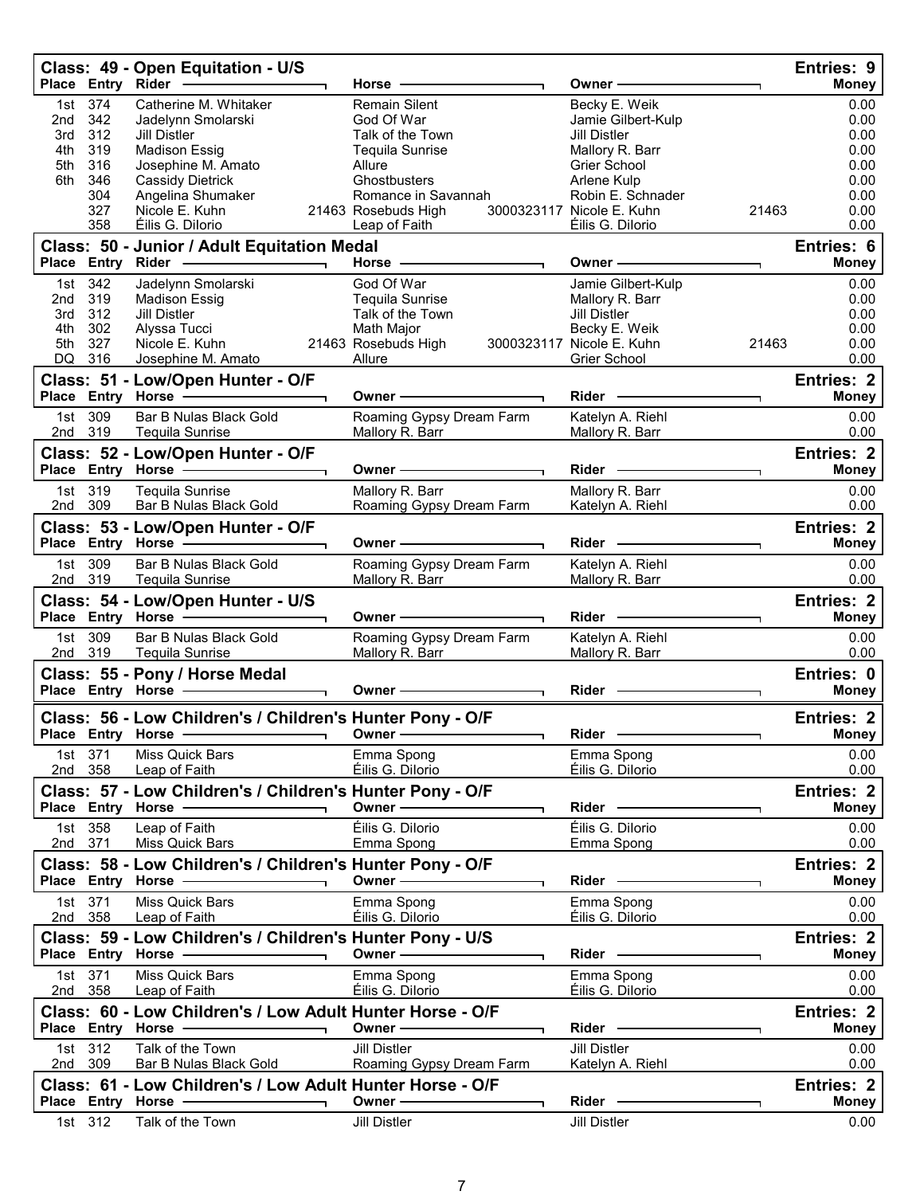## Class: 49 - Open Equitation - U/S

Entries: 9

| Place | Entry | Rider | Horse | Owner | Money |
|---|---|---|---|---|---|
| 1st | 374 | Catherine M. Whitaker | Remain Silent | Becky E. Weik | 0.00 |
| 2nd | 342 | Jadelynn Smolarski | God Of War | Jamie Gilbert-Kulp | 0.00 |
| 3rd | 312 | Jill Distler | Talk of the Town | Jill Distler | 0.00 |
| 4th | 319 | Madison Essig | Tequila Sunrise | Mallory R. Barr | 0.00 |
| 5th | 316 | Josephine M. Amato | Allure | Grier School | 0.00 |
| 6th | 346 | Cassidy Dietrick | Ghostbusters | Arlene Kulp | 0.00 |
| | 304 | Angelina Shumaker | Romance in Savannah | Robin E. Schnader | 0.00 |
| | 327 | Nicole E. Kuhn | 21463 Rosebuds High | 3000323117 Nicole E. Kuhn 21463 | 0.00 |
| | 358 | Éilis G. DiIorio | Leap of Faith | Éilis G. DiIorio | 0.00 |

## Class: 50 - Junior / Adult Equitation Medal

Entries: 6

| Place | Entry | Rider | Horse | Owner | Money |
|---|---|---|---|---|---|
| 1st | 342 | Jadelynn Smolarski | God Of War | Jamie Gilbert-Kulp | 0.00 |
| 2nd | 319 | Madison Essig | Tequila Sunrise | Mallory R. Barr | 0.00 |
| 3rd | 312 | Jill Distler | Talk of the Town | Jill Distler | 0.00 |
| 4th | 302 | Alyssa Tucci | Math Major | Becky E. Weik | 0.00 |
| 5th | 327 | Nicole E. Kuhn | 21463 Rosebuds High | 3000323117 Nicole E. Kuhn 21463 | 0.00 |
| DQ | 316 | Josephine M. Amato | Allure | Grier School | 0.00 |

## Class: 51 - Low/Open Hunter - O/F

Entries: 2

| Place | Entry | Horse | Owner | Rider | Money |
|---|---|---|---|---|---|
| 1st | 309 | Bar B Nulas Black Gold | Roaming Gypsy Dream Farm | Katelyn A. Riehl | 0.00 |
| 2nd | 319 | Tequila Sunrise | Mallory R. Barr | Mallory R. Barr | 0.00 |

## Class: 52 - Low/Open Hunter - O/F

Entries: 2

| Place | Entry | Horse | Owner | Rider | Money |
|---|---|---|---|---|---|
| 1st | 319 | Tequila Sunrise | Mallory R. Barr | Mallory R. Barr | 0.00 |
| 2nd | 309 | Bar B Nulas Black Gold | Roaming Gypsy Dream Farm | Katelyn A. Riehl | 0.00 |

## Class: 53 - Low/Open Hunter - O/F

Entries: 2

| Place | Entry | Horse | Owner | Rider | Money |
|---|---|---|---|---|---|
| 1st | 309 | Bar B Nulas Black Gold | Roaming Gypsy Dream Farm | Katelyn A. Riehl | 0.00 |
| 2nd | 319 | Tequila Sunrise | Mallory R. Barr | Mallory R. Barr | 0.00 |

## Class: 54 - Low/Open Hunter - U/S

Entries: 2

| Place | Entry | Horse | Owner | Rider | Money |
|---|---|---|---|---|---|
| 1st | 309 | Bar B Nulas Black Gold | Roaming Gypsy Dream Farm | Katelyn A. Riehl | 0.00 |
| 2nd | 319 | Tequila Sunrise | Mallory R. Barr | Mallory R. Barr | 0.00 |

## Class: 55 - Pony / Horse Medal

Entries: 0

| Place | Entry | Horse | Owner | Rider | Money |
|---|---|---|---|---|---|

## Class: 56 - Low Children's / Children's Hunter Pony - O/F

Entries: 2

| Place | Entry | Horse | Owner | Rider | Money |
|---|---|---|---|---|---|
| 1st | 371 | Miss Quick Bars | Emma Spong | Emma Spong | 0.00 |
| 2nd | 358 | Leap of Faith | Éilis G. DiIorio | Éilis G. DiIorio | 0.00 |

## Class: 57 - Low Children's / Children's Hunter Pony - O/F

Entries: 2

| Place | Entry | Horse | Owner | Rider | Money |
|---|---|---|---|---|---|
| 1st | 358 | Leap of Faith | Éilis G. DiIorio | Éilis G. DiIorio | 0.00 |
| 2nd | 371 | Miss Quick Bars | Emma Spong | Emma Spong | 0.00 |

## Class: 58 - Low Children's / Children's Hunter Pony - O/F

Entries: 2

| Place | Entry | Horse | Owner | Rider | Money |
|---|---|---|---|---|---|
| 1st | 371 | Miss Quick Bars | Emma Spong | Emma Spong | 0.00 |
| 2nd | 358 | Leap of Faith | Éilis G. DiIorio | Éilis G. DiIorio | 0.00 |

## Class: 59 - Low Children's / Children's Hunter Pony - U/S

Entries: 2

| Place | Entry | Horse | Owner | Rider | Money |
|---|---|---|---|---|---|
| 1st | 371 | Miss Quick Bars | Emma Spong | Emma Spong | 0.00 |
| 2nd | 358 | Leap of Faith | Éilis G. DiIorio | Éilis G. DiIorio | 0.00 |

## Class: 60 - Low Children's / Low Adult Hunter Horse - O/F

Entries: 2

| Place | Entry | Horse | Owner | Rider | Money |
|---|---|---|---|---|---|
| 1st | 312 | Talk of the Town | Jill Distler | Jill Distler | 0.00 |
| 2nd | 309 | Bar B Nulas Black Gold | Roaming Gypsy Dream Farm | Katelyn A. Riehl | 0.00 |

## Class: 61 - Low Children's / Low Adult Hunter Horse - O/F

Entries: 2

| Place | Entry | Horse | Owner | Rider | Money |
|---|---|---|---|---|---|
| 1st | 312 | Talk of the Town | Jill Distler | Jill Distler | 0.00 |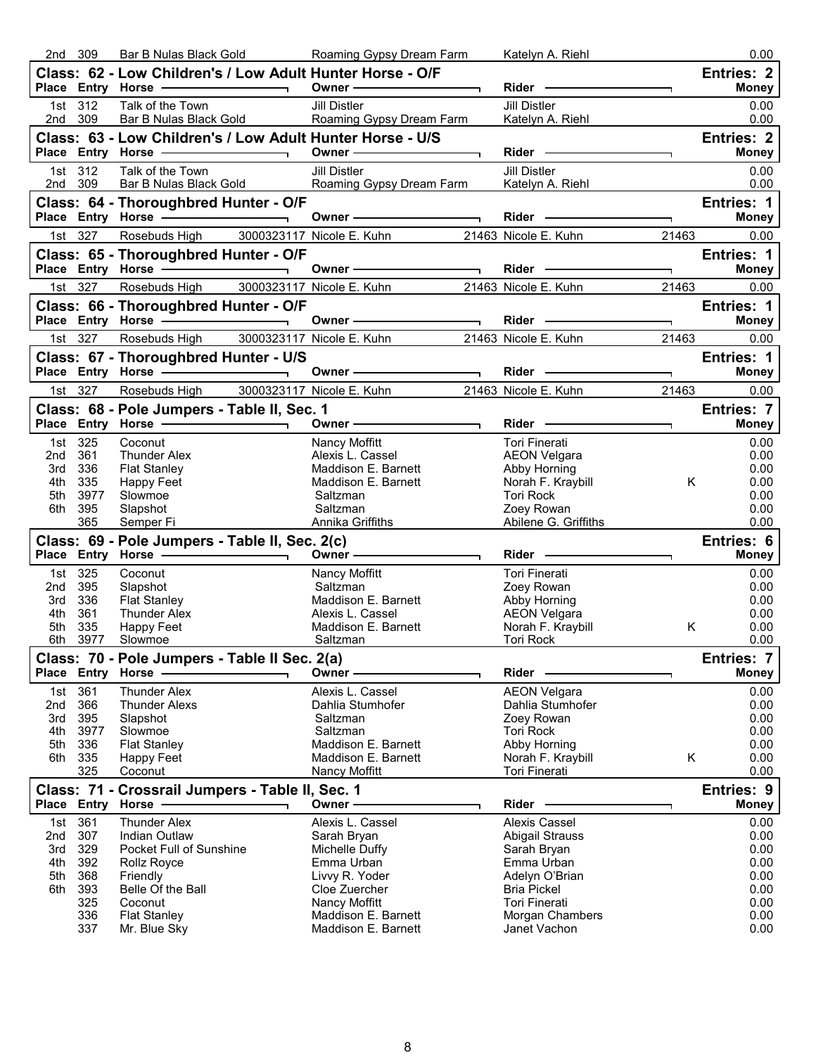| Place | Entry | Horse | Owner | Rider | | Money |
|---|---|---|---|---|---|---|
| 2nd | 309 | Bar B Nulas Black Gold | Roaming Gypsy Dream Farm | Katelyn A. Riehl | | 0.00 |

## Class: 62 - Low Children's / Low Adult Hunter Horse - O/F

**Entries: 2**

| Place | Entry | Horse | Owner | Rider | Money |
|---|---|---|---|---|---|
| 1st | 312 | Talk of the Town | Jill Distler | Jill Distler | 0.00 |
| 2nd | 309 | Bar B Nulas Black Gold | Roaming Gypsy Dream Farm | Katelyn A. Riehl | 0.00 |

## Class: 63 - Low Children's / Low Adult Hunter Horse - U/S

**Entries: 2**

| Place | Entry | Horse | Owner | Rider | Money |
|---|---|---|---|---|---|
| 1st | 312 | Talk of the Town | Jill Distler | Jill Distler | 0.00 |
| 2nd | 309 | Bar B Nulas Black Gold | Roaming Gypsy Dream Farm | Katelyn A. Riehl | 0.00 |

## Class: 64 - Thoroughbred Hunter - O/F

**Entries: 1**

| Place | Entry | Horse | | Owner | | Rider | | Money |
|---|---|---|---|---|---|---|---|---|
| 1st | 327 | Rosebuds High | 3000323117 | Nicole E. Kuhn | 21463 | Nicole E. Kuhn | 21463 | 0.00 |

## Class: 65 - Thoroughbred Hunter - O/F

**Entries: 1**

| Place | Entry | Horse | | Owner | | Rider | | Money |
|---|---|---|---|---|---|---|---|---|
| 1st | 327 | Rosebuds High | 3000323117 | Nicole E. Kuhn | 21463 | Nicole E. Kuhn | 21463 | 0.00 |

## Class: 66 - Thoroughbred Hunter - O/F

**Entries: 1**

| Place | Entry | Horse | | Owner | | Rider | | Money |
|---|---|---|---|---|---|---|---|---|
| 1st | 327 | Rosebuds High | 3000323117 | Nicole E. Kuhn | 21463 | Nicole E. Kuhn | 21463 | 0.00 |

## Class: 67 - Thoroughbred Hunter - U/S

**Entries: 1**

| Place | Entry | Horse | | Owner | | Rider | | Money |
|---|---|---|---|---|---|---|---|---|
| 1st | 327 | Rosebuds High | 3000323117 | Nicole E. Kuhn | 21463 | Nicole E. Kuhn | 21463 | 0.00 |

## Class: 68 - Pole Jumpers - Table II, Sec. 1

**Entries: 7**

| Place | Entry | Horse | Owner | Rider | | Money |
|---|---|---|---|---|---|---|
| 1st | 325 | Coconut | Nancy Moffitt | Tori Finerati | | 0.00 |
| 2nd | 361 | Thunder Alex | Alexis L. Cassel | AEON Velgara | | 0.00 |
| 3rd | 336 | Flat Stanley | Maddison E. Barnett | Abby Horning | | 0.00 |
| 4th | 335 | Happy Feet | Maddison E. Barnett | Norah F. Kraybill | K | 0.00 |
| 5th | 3977 | Slowmoe | Saltzman | Tori Rock | | 0.00 |
| 6th | 395 | Slapshot | Saltzman | Zoey Rowan | | 0.00 |
| | 365 | Semper Fi | Annika Griffiths | Abilene G. Griffiths | | 0.00 |

## Class: 69 - Pole Jumpers - Table II, Sec. 2(c)

**Entries: 6**

| Place | Entry | Horse | Owner | Rider | | Money |
|---|---|---|---|---|---|---|
| 1st | 325 | Coconut | Nancy Moffitt | Tori Finerati | | 0.00 |
| 2nd | 395 | Slapshot | Saltzman | Zoey Rowan | | 0.00 |
| 3rd | 336 | Flat Stanley | Maddison E. Barnett | Abby Horning | | 0.00 |
| 4th | 361 | Thunder Alex | Alexis L. Cassel | AEON Velgara | | 0.00 |
| 5th | 335 | Happy Feet | Maddison E. Barnett | Norah F. Kraybill | K | 0.00 |
| 6th | 3977 | Slowmoe | Saltzman | Tori Rock | | 0.00 |

## Class: 70 - Pole Jumpers - Table II Sec. 2(a)

**Entries: 7**

| Place | Entry | Horse | Owner | Rider | | Money |
|---|---|---|---|---|---|---|
| 1st | 361 | Thunder Alex | Alexis L. Cassel | AEON Velgara | | 0.00 |
| 2nd | 366 | Thunder Alexs | Dahlia Stumhofer | Dahlia Stumhofer | | 0.00 |
| 3rd | 395 | Slapshot | Saltzman | Zoey Rowan | | 0.00 |
| 4th | 3977 | Slowmoe | Saltzman | Tori Rock | | 0.00 |
| 5th | 336 | Flat Stanley | Maddison E. Barnett | Abby Horning | | 0.00 |
| 6th | 335 | Happy Feet | Maddison E. Barnett | Norah F. Kraybill | K | 0.00 |
| | 325 | Coconut | Nancy Moffitt | Tori Finerati | | 0.00 |

## Class: 71 - Crossrail Jumpers - Table II, Sec. 1

**Entries: 9**

| Place | Entry | Horse | Owner | Rider | Money |
|---|---|---|---|---|---|
| 1st | 361 | Thunder Alex | Alexis L. Cassel | Alexis Cassel | 0.00 |
| 2nd | 307 | Indian Outlaw | Sarah Bryan | Abigail Strauss | 0.00 |
| 3rd | 329 | Pocket Full of Sunshine | Michelle Duffy | Sarah Bryan | 0.00 |
| 4th | 392 | Rollz Royce | Emma Urban | Emma Urban | 0.00 |
| 5th | 368 | Friendly | Livvy R. Yoder | Adelyn O'Brian | 0.00 |
| 6th | 393 | Belle Of the Ball | Cloe Zuercher | Bria Pickel | 0.00 |
| | 325 | Coconut | Nancy Moffitt | Tori Finerati | 0.00 |
| | 336 | Flat Stanley | Maddison E. Barnett | Morgan Chambers | 0.00 |
| | 337 | Mr. Blue Sky | Maddison E. Barnett | Janet Vachon | 0.00 |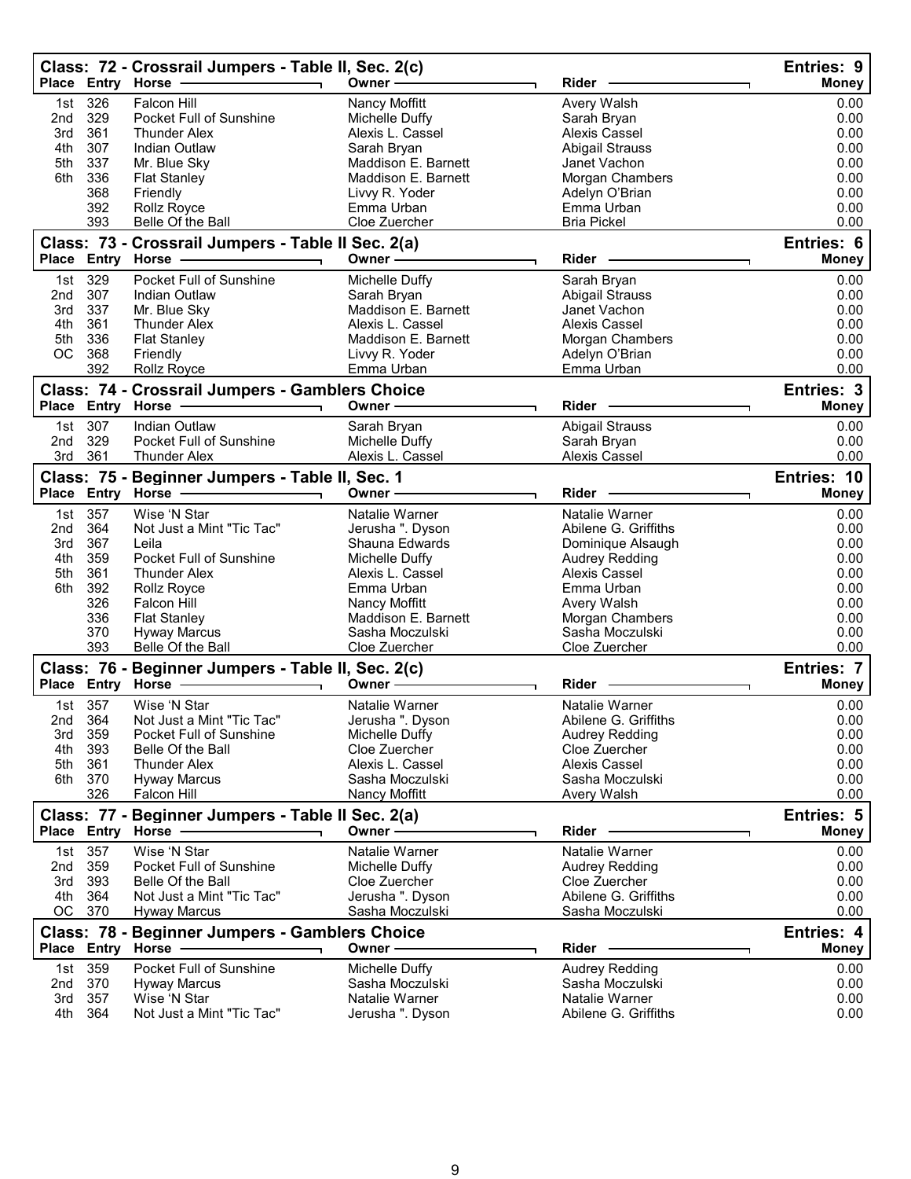## Class: 72 - Crossrail Jumpers - Table II, Sec. 2(c)

Entries: 9

| Place | Entry | Horse | Owner | Rider | Money |
|---|---|---|---|---|---|
| 1st | 326 | Falcon Hill | Nancy Moffitt | Avery Walsh | 0.00 |
| 2nd | 329 | Pocket Full of Sunshine | Michelle Duffy | Sarah Bryan | 0.00 |
| 3rd | 361 | Thunder Alex | Alexis L. Cassel | Alexis Cassel | 0.00 |
| 4th | 307 | Indian Outlaw | Sarah Bryan | Abigail Strauss | 0.00 |
| 5th | 337 | Mr. Blue Sky | Maddison E. Barnett | Janet Vachon | 0.00 |
| 6th | 336 | Flat Stanley | Maddison E. Barnett | Morgan Chambers | 0.00 |
| | 368 | Friendly | Livvy R. Yoder | Adelyn O'Brian | 0.00 |
| | 392 | Rollz Royce | Emma Urban | Emma Urban | 0.00 |
| | 393 | Belle Of the Ball | Cloe Zuercher | Bria Pickel | 0.00 |

## Class: 73 - Crossrail Jumpers - Table II Sec. 2(a)

Entries: 6

| Place | Entry | Horse | Owner | Rider | Money |
|---|---|---|---|---|---|
| 1st | 329 | Pocket Full of Sunshine | Michelle Duffy | Sarah Bryan | 0.00 |
| 2nd | 307 | Indian Outlaw | Sarah Bryan | Abigail Strauss | 0.00 |
| 3rd | 337 | Mr. Blue Sky | Maddison E. Barnett | Janet Vachon | 0.00 |
| 4th | 361 | Thunder Alex | Alexis L. Cassel | Alexis Cassel | 0.00 |
| 5th | 336 | Flat Stanley | Maddison E. Barnett | Morgan Chambers | 0.00 |
| OC | 368 | Friendly | Livvy R. Yoder | Adelyn O'Brian | 0.00 |
| | 392 | Rollz Royce | Emma Urban | Emma Urban | 0.00 |

## Class: 74 - Crossrail Jumpers - Gamblers Choice

Entries: 3

| Place | Entry | Horse | Owner | Rider | Money |
|---|---|---|---|---|---|
| 1st | 307 | Indian Outlaw | Sarah Bryan | Abigail Strauss | 0.00 |
| 2nd | 329 | Pocket Full of Sunshine | Michelle Duffy | Sarah Bryan | 0.00 |
| 3rd | 361 | Thunder Alex | Alexis L. Cassel | Alexis Cassel | 0.00 |

## Class: 75 - Beginner Jumpers - Table II, Sec. 1

Entries: 10

| Place | Entry | Horse | Owner | Rider | Money |
|---|---|---|---|---|---|
| 1st | 357 | Wise 'N Star | Natalie Warner | Natalie Warner | 0.00 |
| 2nd | 364 | Not Just a Mint "Tic Tac" | Jerusha ". Dyson | Abilene G. Griffiths | 0.00 |
| 3rd | 367 | Leila | Shauna Edwards | Dominique Alsaugh | 0.00 |
| 4th | 359 | Pocket Full of Sunshine | Michelle Duffy | Audrey Redding | 0.00 |
| 5th | 361 | Thunder Alex | Alexis L. Cassel | Alexis Cassel | 0.00 |
| 6th | 392 | Rollz Royce | Emma Urban | Emma Urban | 0.00 |
| | 326 | Falcon Hill | Nancy Moffitt | Avery Walsh | 0.00 |
| | 336 | Flat Stanley | Maddison E. Barnett | Morgan Chambers | 0.00 |
| | 370 | Hyway Marcus | Sasha Moczulski | Sasha Moczulski | 0.00 |
| | 393 | Belle Of the Ball | Cloe Zuercher | Cloe Zuercher | 0.00 |

## Class: 76 - Beginner Jumpers - Table II, Sec. 2(c)

Entries: 7

| Place | Entry | Horse | Owner | Rider | Money |
|---|---|---|---|---|---|
| 1st | 357 | Wise 'N Star | Natalie Warner | Natalie Warner | 0.00 |
| 2nd | 364 | Not Just a Mint "Tic Tac" | Jerusha ". Dyson | Abilene G. Griffiths | 0.00 |
| 3rd | 359 | Pocket Full of Sunshine | Michelle Duffy | Audrey Redding | 0.00 |
| 4th | 393 | Belle Of the Ball | Cloe Zuercher | Cloe Zuercher | 0.00 |
| 5th | 361 | Thunder Alex | Alexis L. Cassel | Alexis Cassel | 0.00 |
| 6th | 370 | Hyway Marcus | Sasha Moczulski | Sasha Moczulski | 0.00 |
| | 326 | Falcon Hill | Nancy Moffitt | Avery Walsh | 0.00 |

## Class: 77 - Beginner Jumpers - Table II Sec. 2(a)

Entries: 5

| Place | Entry | Horse | Owner | Rider | Money |
|---|---|---|---|---|---|
| 1st | 357 | Wise 'N Star | Natalie Warner | Natalie Warner | 0.00 |
| 2nd | 359 | Pocket Full of Sunshine | Michelle Duffy | Audrey Redding | 0.00 |
| 3rd | 393 | Belle Of the Ball | Cloe Zuercher | Cloe Zuercher | 0.00 |
| 4th | 364 | Not Just a Mint "Tic Tac" | Jerusha ". Dyson | Abilene G. Griffiths | 0.00 |
| OC | 370 | Hyway Marcus | Sasha Moczulski | Sasha Moczulski | 0.00 |

## Class: 78 - Beginner Jumpers - Gamblers Choice

Entries: 4

| Place | Entry | Horse | Owner | Rider | Money |
|---|---|---|---|---|---|
| 1st | 359 | Pocket Full of Sunshine | Michelle Duffy | Audrey Redding | 0.00 |
| 2nd | 370 | Hyway Marcus | Sasha Moczulski | Sasha Moczulski | 0.00 |
| 3rd | 357 | Wise 'N Star | Natalie Warner | Natalie Warner | 0.00 |
| 4th | 364 | Not Just a Mint "Tic Tac" | Jerusha ". Dyson | Abilene G. Griffiths | 0.00 |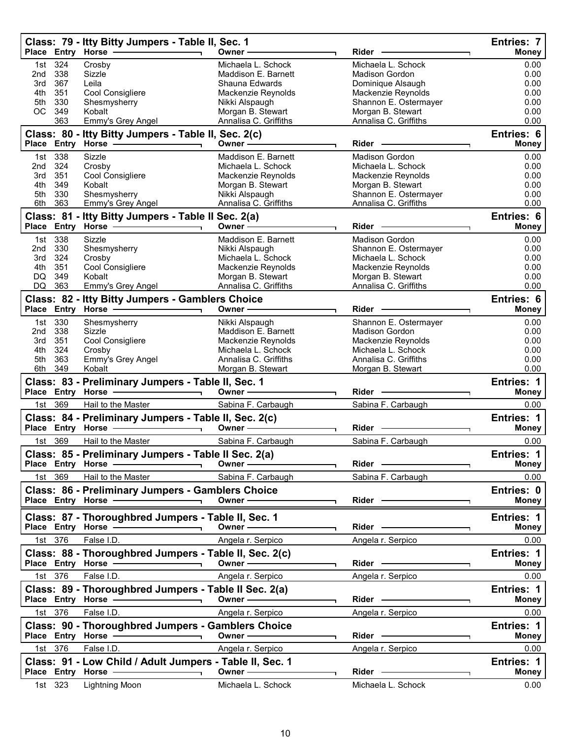## Class: 79 - Itty Bitty Jumpers - Table II, Sec. 1

Entries: 7

| Place | Entry | Horse | Owner | Rider | Money |
|---|---|---|---|---|---|
| 1st | 324 | Crosby | Michaela L. Schock | Michaela L. Schock | 0.00 |
| 2nd | 338 | Sizzle | Maddison E. Barnett | Madison Gordon | 0.00 |
| 3rd | 367 | Leila | Shauna Edwards | Dominique Alsaugh | 0.00 |
| 4th | 351 | Cool Consigliere | Mackenzie Reynolds | Mackenzie Reynolds | 0.00 |
| 5th | 330 | Shesmysherry | Nikki Alspaugh | Shannon E. Ostermayer | 0.00 |
| OC | 349 | Kobalt | Morgan B. Stewart | Morgan B. Stewart | 0.00 |
| | 363 | Emmy's Grey Angel | Annalisa C. Griffiths | Annalisa C. Griffiths | 0.00 |

## Class: 80 - Itty Bitty Jumpers - Table II, Sec. 2(c)

Entries: 6

| Place | Entry | Horse | Owner | Rider | Money |
|---|---|---|---|---|---|
| 1st | 338 | Sizzle | Maddison E. Barnett | Madison Gordon | 0.00 |
| 2nd | 324 | Crosby | Michaela L. Schock | Michaela L. Schock | 0.00 |
| 3rd | 351 | Cool Consigliere | Mackenzie Reynolds | Mackenzie Reynolds | 0.00 |
| 4th | 349 | Kobalt | Morgan B. Stewart | Morgan B. Stewart | 0.00 |
| 5th | 330 | Shesmysherry | Nikki Alspaugh | Shannon E. Ostermayer | 0.00 |
| 6th | 363 | Emmy's Grey Angel | Annalisa C. Griffiths | Annalisa C. Griffiths | 0.00 |

## Class: 81 - Itty Bitty Jumpers - Table II Sec. 2(a)

Entries: 6

| Place | Entry | Horse | Owner | Rider | Money |
|---|---|---|---|---|---|
| 1st | 338 | Sizzle | Maddison E. Barnett | Madison Gordon | 0.00 |
| 2nd | 330 | Shesmysherry | Nikki Alspaugh | Shannon E. Ostermayer | 0.00 |
| 3rd | 324 | Crosby | Michaela L. Schock | Michaela L. Schock | 0.00 |
| 4th | 351 | Cool Consigliere | Mackenzie Reynolds | Mackenzie Reynolds | 0.00 |
| DQ | 349 | Kobalt | Morgan B. Stewart | Morgan B. Stewart | 0.00 |
| DQ | 363 | Emmy's Grey Angel | Annalisa C. Griffiths | Annalisa C. Griffiths | 0.00 |

## Class: 82 - Itty Bitty Jumpers - Gamblers Choice

Entries: 6

| Place | Entry | Horse | Owner | Rider | Money |
|---|---|---|---|---|---|
| 1st | 330 | Shesmysherry | Nikki Alspaugh | Shannon E. Ostermayer | 0.00 |
| 2nd | 338 | Sizzle | Maddison E. Barnett | Madison Gordon | 0.00 |
| 3rd | 351 | Cool Consigliere | Mackenzie Reynolds | Mackenzie Reynolds | 0.00 |
| 4th | 324 | Crosby | Michaela L. Schock | Michaela L. Schock | 0.00 |
| 5th | 363 | Emmy's Grey Angel | Annalisa C. Griffiths | Annalisa C. Griffiths | 0.00 |
| 6th | 349 | Kobalt | Morgan B. Stewart | Morgan B. Stewart | 0.00 |

## Class: 83 - Preliminary Jumpers - Table II, Sec. 1

Entries: 1

| Place | Entry | Horse | Owner | Rider | Money |
|---|---|---|---|---|---|
| 1st | 369 | Hail to the Master | Sabina F. Carbaugh | Sabina F. Carbaugh | 0.00 |

## Class: 84 - Preliminary Jumpers - Table II, Sec. 2(c)

Entries: 1

| Place | Entry | Horse | Owner | Rider | Money |
|---|---|---|---|---|---|
| 1st | 369 | Hail to the Master | Sabina F. Carbaugh | Sabina F. Carbaugh | 0.00 |

## Class: 85 - Preliminary Jumpers - Table II Sec. 2(a)

Entries: 1

| Place | Entry | Horse | Owner | Rider | Money |
|---|---|---|---|---|---|
| 1st | 369 | Hail to the Master | Sabina F. Carbaugh | Sabina F. Carbaugh | 0.00 |

## Class: 86 - Preliminary Jumpers - Gamblers Choice

Entries: 0

| Place | Entry | Horse | Owner | Rider | Money |
|---|---|---|---|---|---|

## Class: 87 - Thoroughbred Jumpers - Table II, Sec. 1

Entries: 1

| Place | Entry | Horse | Owner | Rider | Money |
|---|---|---|---|---|---|
| 1st | 376 | False I.D. | Angela r. Serpico | Angela r. Serpico | 0.00 |

## Class: 88 - Thoroughbred Jumpers - Table II, Sec. 2(c)

Entries: 1

| Place | Entry | Horse | Owner | Rider | Money |
|---|---|---|---|---|---|
| 1st | 376 | False I.D. | Angela r. Serpico | Angela r. Serpico | 0.00 |

## Class: 89 - Thoroughbred Jumpers - Table II Sec. 2(a)

Entries: 1

| Place | Entry | Horse | Owner | Rider | Money |
|---|---|---|---|---|---|
| 1st | 376 | False I.D. | Angela r. Serpico | Angela r. Serpico | 0.00 |

## Class: 90 - Thoroughbred Jumpers - Gamblers Choice

Entries: 1

| Place | Entry | Horse | Owner | Rider | Money |
|---|---|---|---|---|---|
| 1st | 376 | False I.D. | Angela r. Serpico | Angela r. Serpico | 0.00 |

## Class: 91 - Low Child / Adult Jumpers - Table II, Sec. 1

Entries: 1

| Place | Entry | Horse | Owner | Rider | Money |
|---|---|---|---|---|---|
| 1st | 323 | Lightning Moon | Michaela L. Schock | Michaela L. Schock | 0.00 |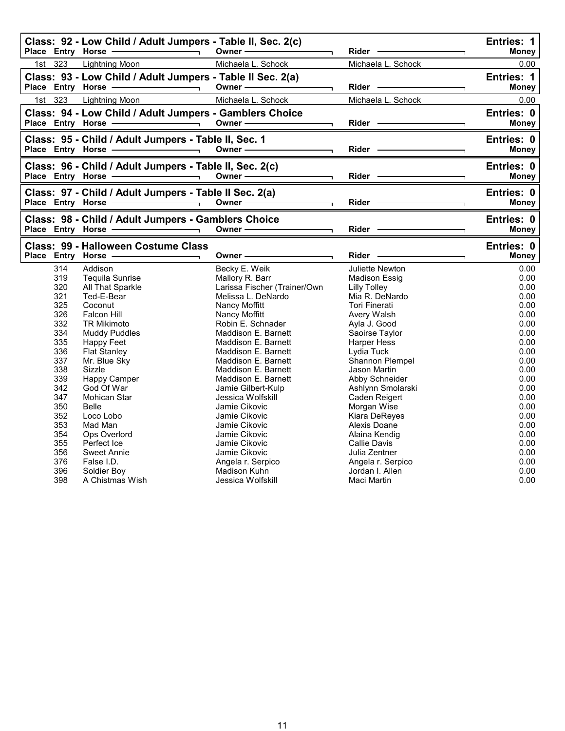## Class: 92 - Low Child / Adult Jumpers - Table II, Sec. 2(c)

Entries: 1

| Place | Entry | Horse | Owner | Rider | Money |
|---|---|---|---|---|---|
| 1st | 323 | Lightning Moon | Michaela L. Schock | Michaela L. Schock | 0.00 |

## Class: 93 - Low Child / Adult Jumpers - Table II Sec. 2(a)

Entries: 1

| Place | Entry | Horse | Owner | Rider | Money |
|---|---|---|---|---|---|
| 1st | 323 | Lightning Moon | Michaela L. Schock | Michaela L. Schock | 0.00 |

## Class: 94 - Low Child / Adult Jumpers - Gamblers Choice

Entries: 0

| Place | Entry | Horse | Owner | Rider | Money |
|---|---|---|---|---|---|

## Class: 95 - Child / Adult Jumpers - Table II, Sec. 1

Entries: 0

| Place | Entry | Horse | Owner | Rider | Money |
|---|---|---|---|---|---|

## Class: 96 - Child / Adult Jumpers - Table II, Sec. 2(c)

Entries: 0

| Place | Entry | Horse | Owner | Rider | Money |
|---|---|---|---|---|---|

## Class: 97 - Child / Adult Jumpers - Table II Sec. 2(a)

Entries: 0

| Place | Entry | Horse | Owner | Rider | Money |
|---|---|---|---|---|---|

## Class: 98 - Child / Adult Jumpers - Gamblers Choice

Entries: 0

| Place | Entry | Horse | Owner | Rider | Money |
|---|---|---|---|---|---|

## Class: 99 - Halloween Costume Class

Entries: 0

| Place | Entry | Horse | Owner | Rider | Money |
|---|---|---|---|---|---|
| | 314 | Addison | Becky E. Weik | Juliette Newton | 0.00 |
| | 319 | Tequila Sunrise | Mallory R. Barr | Madison Essig | 0.00 |
| | 320 | All That Sparkle | Larissa Fischer (Trainer/Own | Lilly Tolley | 0.00 |
| | 321 | Ted-E-Bear | Melissa L. DeNardo | Mia R. DeNardo | 0.00 |
| | 325 | Coconut | Nancy Moffitt | Tori Finerati | 0.00 |
| | 326 | Falcon Hill | Nancy Moffitt | Avery Walsh | 0.00 |
| | 332 | TR Mikimoto | Robin E. Schnader | Ayla J. Good | 0.00 |
| | 334 | Muddy Puddles | Maddison E. Barnett | Saoirse Taylor | 0.00 |
| | 335 | Happy Feet | Maddison E. Barnett | Harper Hess | 0.00 |
| | 336 | Flat Stanley | Maddison E. Barnett | Lydia Tuck | 0.00 |
| | 337 | Mr. Blue Sky | Maddison E. Barnett | Shannon Plempel | 0.00 |
| | 338 | Sizzle | Maddison E. Barnett | Jason Martin | 0.00 |
| | 339 | Happy Camper | Maddison E. Barnett | Abby Schneider | 0.00 |
| | 342 | God Of War | Jamie Gilbert-Kulp | Ashlynn Smolarski | 0.00 |
| | 347 | Mohican Star | Jessica Wolfskill | Caden Reigert | 0.00 |
| | 350 | Belle | Jamie Cikovic | Morgan Wise | 0.00 |
| | 352 | Loco Lobo | Jamie Cikovic | Kiara DeReyes | 0.00 |
| | 353 | Mad Man | Jamie Cikovic | Alexis Doane | 0.00 |
| | 354 | Ops Overlord | Jamie Cikovic | Alaina Kendig | 0.00 |
| | 355 | Perfect Ice | Jamie Cikovic | Callie Davis | 0.00 |
| | 356 | Sweet Annie | Jamie Cikovic | Julia Zentner | 0.00 |
| | 376 | False I.D. | Angela r. Serpico | Angela r. Serpico | 0.00 |
| | 396 | Soldier Boy | Madison Kuhn | Jordan I. Allen | 0.00 |
| | 398 | A Chistmas Wish | Jessica Wolfskill | Maci Martin | 0.00 |